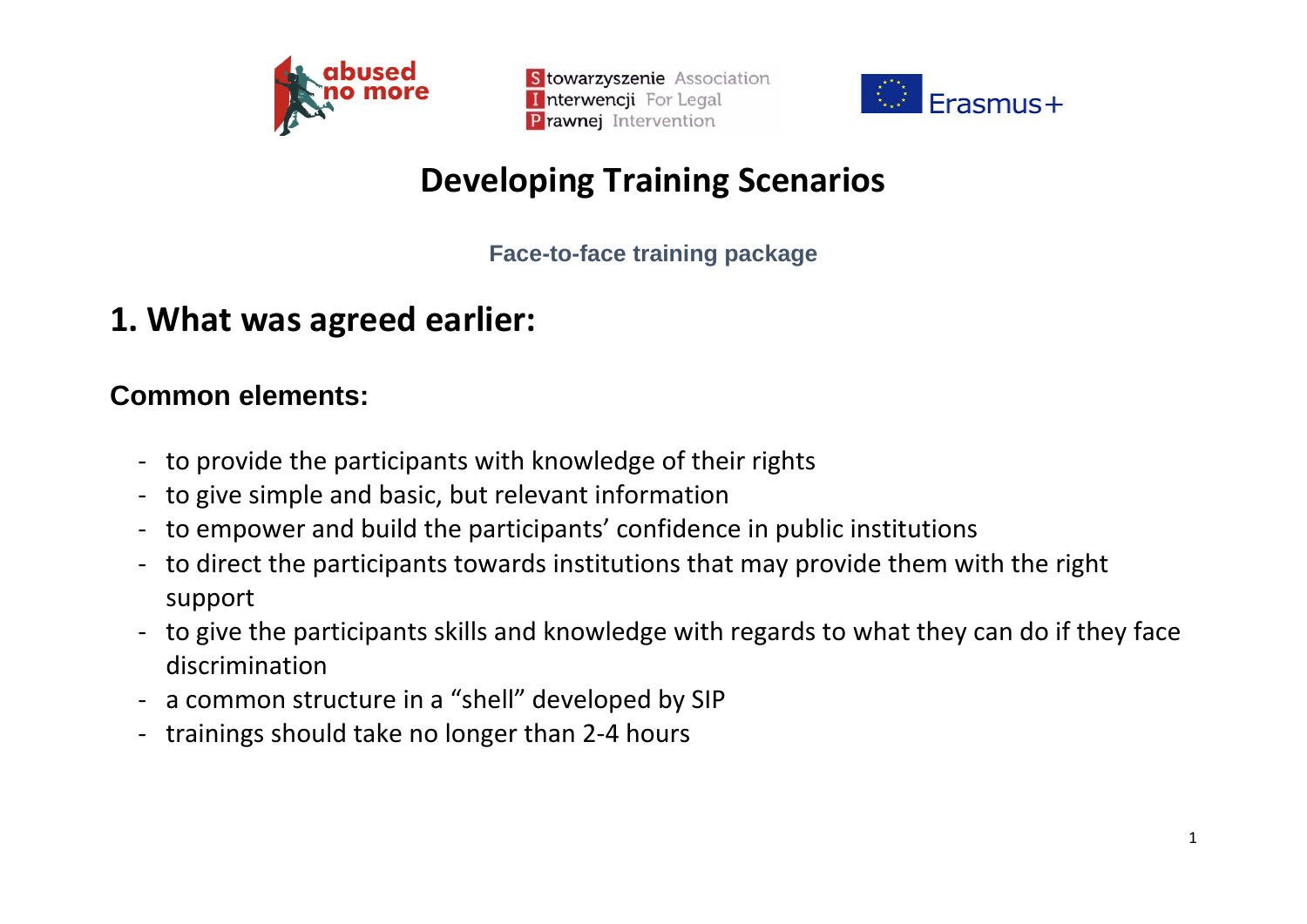# Developing Training Scenarios

**Face-to-face training package**

## 1. What was agreed earlier:

### Common elements:

- to provide the participants with knowledge of their rights
- to give simple and basic, but relevant information
- to empower and build the participants' confidence in public institutions
- to direct the participants towards institutions that may provide them with the right support
- to give the participants skills and knowledge with regards to what they can do if they face discrimination
- a common structure in a "shell" developed by SIP
- trainings should take no longer than 2-4 hours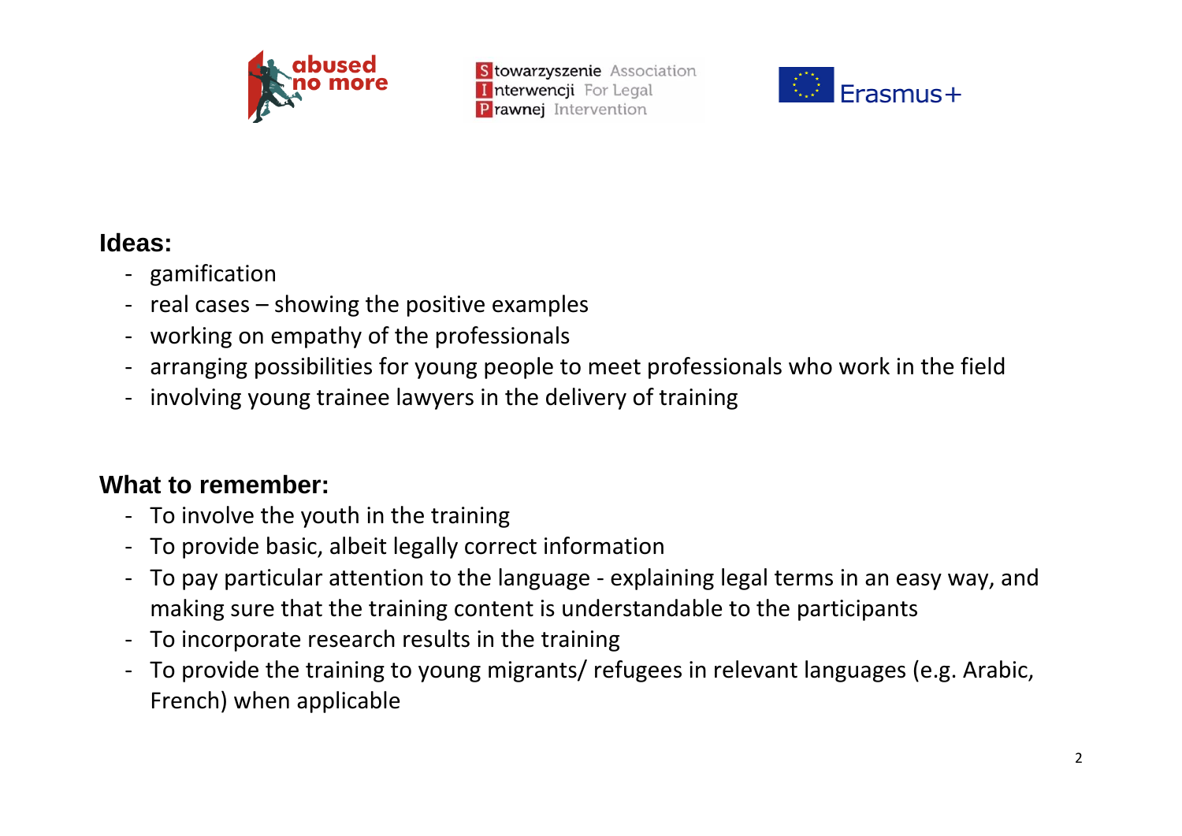**Ideas:**

- gamification
- real cases – showing the positive examples
- working on empathy of the professionals
- arranging possibilities for young people to meet professionals who work in the field
- involving young trainee lawyers in the delivery of training

**What to remember:**

- To involve the youth in the training
- To provide basic, albeit legally correct information
- To pay particular attention to the language - explaining legal terms in an easy way, and making sure that the training content is understandable to the participants
- To incorporate research results in the training
- To provide the training to young migrants/ refugees in relevant languages (e.g. Arabic, French) when applicable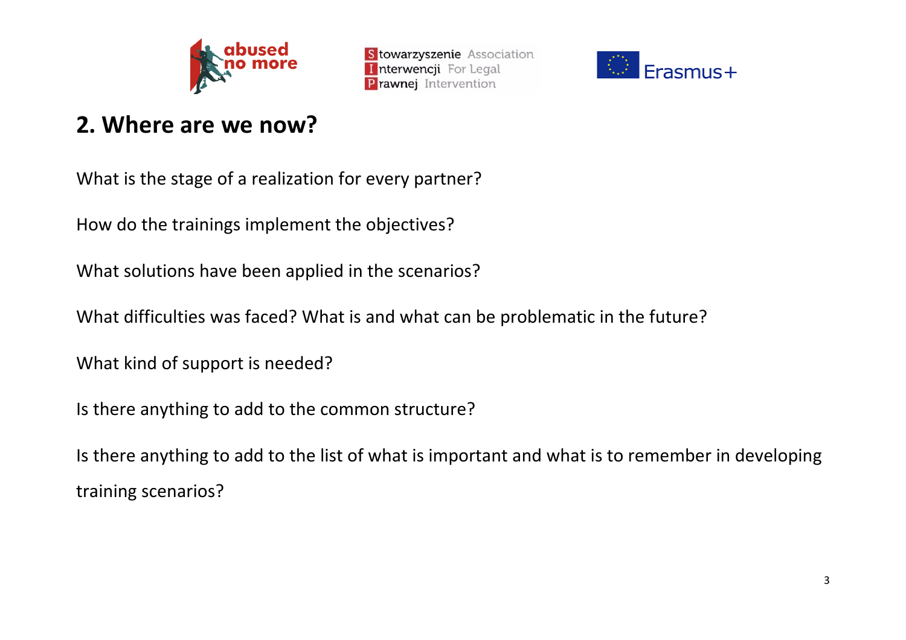## 2. Where are we now?

What is the stage of a realization for every partner?

How do the trainings implement the objectives?

What solutions have been applied in the scenarios?

What difficulties was faced? What is and what can be problematic in the future?

What kind of support is needed?

Is there anything to add to the common structure?

Is there anything to add to the list of what is important and what is to remember in developing training scenarios?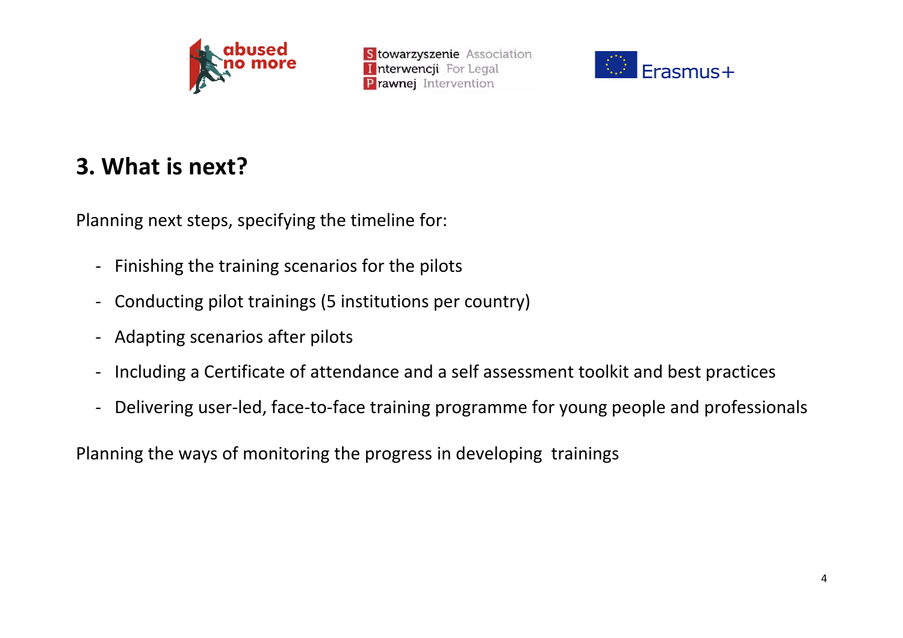## 3. What is next?

Planning next steps, specifying the timeline for:

- Finishing the training scenarios for the pilots
- Conducting pilot trainings (5 institutions per country)
- Adapting scenarios after pilots
- Including a Certificate of attendance and a self assessment toolkit and best practices
- Delivering user-led, face-to-face training programme for young people and professionals

Planning the ways of monitoring the progress in developing trainings